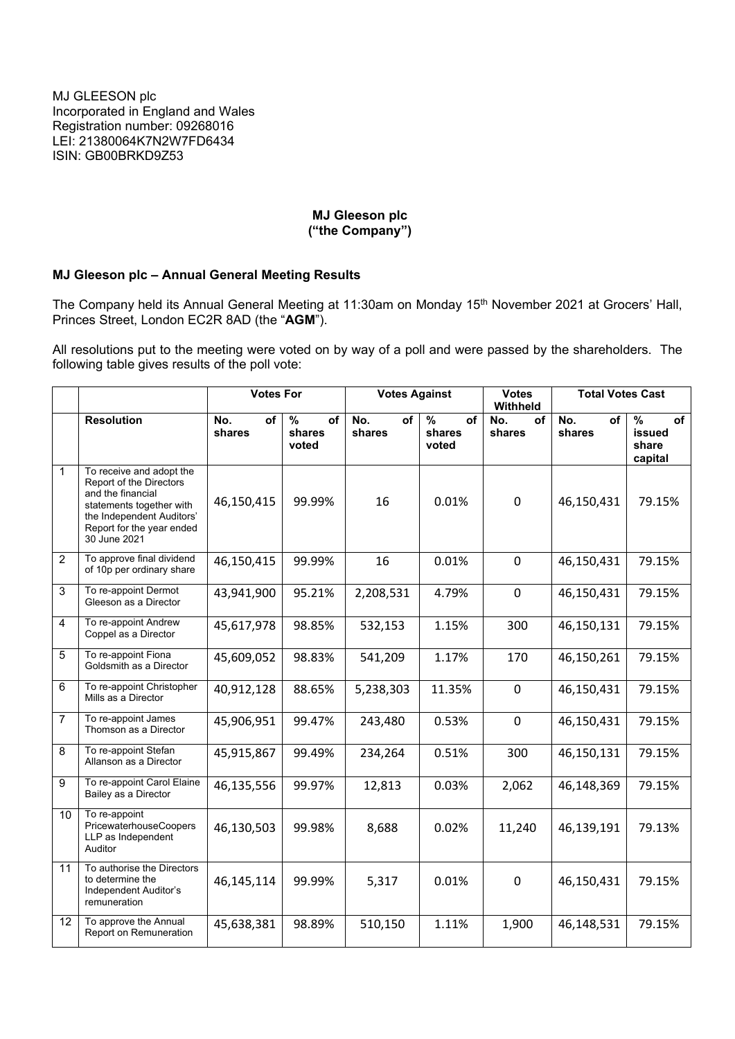MJ GLEESON plc
Incorporated in England and Wales
Registration number: 09268016
LEI: 21380064K7N2W7FD6434
ISIN: GB00BRKD9Z53

**MJ Gleeson plc**
**("the Company")**

**MJ Gleeson plc – Annual General Meeting Results**

The Company held its Annual General Meeting at 11:30am on Monday 15th November 2021 at Grocers' Hall, Princes Street, London EC2R 8AD (the "**AGM**").

All resolutions put to the meeting were voted on by way of a poll and were passed by the shareholders. The following table gives results of the poll vote:

| | | Votes For | | Votes Against | | Votes Withheld | Total Votes Cast | |
|---|---|---|---|---|---|---|---|---|
| | **Resolution** | **No. of shares** | **% of shares voted** | **No. of shares** | **% of shares voted** | **No. of shares** | **No. of shares** | **% of issued share capital** |
| 1 | To receive and adopt the Report of the Directors and the financial statements together with the Independent Auditors' Report for the year ended 30 June 2021 | 46,150,415 | 99.99% | 16 | 0.01% | 0 | 46,150,431 | 79.15% |
| 2 | To approve final dividend of 10p per ordinary share | 46,150,415 | 99.99% | 16 | 0.01% | 0 | 46,150,431 | 79.15% |
| 3 | To re-appoint Dermot Gleeson as a Director | 43,941,900 | 95.21% | 2,208,531 | 4.79% | 0 | 46,150,431 | 79.15% |
| 4 | To re-appoint Andrew Coppel as a Director | 45,617,978 | 98.85% | 532,153 | 1.15% | 300 | 46,150,131 | 79.15% |
| 5 | To re-appoint Fiona Goldsmith as a Director | 45,609,052 | 98.83% | 541,209 | 1.17% | 170 | 46,150,261 | 79.15% |
| 6 | To re-appoint Christopher Mills as a Director | 40,912,128 | 88.65% | 5,238,303 | 11.35% | 0 | 46,150,431 | 79.15% |
| 7 | To re-appoint James Thomson as a Director | 45,906,951 | 99.47% | 243,480 | 0.53% | 0 | 46,150,431 | 79.15% |
| 8 | To re-appoint Stefan Allanson as a Director | 45,915,867 | 99.49% | 234,264 | 0.51% | 300 | 46,150,131 | 79.15% |
| 9 | To re-appoint Carol Elaine Bailey as a Director | 46,135,556 | 99.97% | 12,813 | 0.03% | 2,062 | 46,148,369 | 79.15% |
| 10 | To re-appoint PricewaterhouseCoopers LLP as Independent Auditor | 46,130,503 | 99.98% | 8,688 | 0.02% | 11,240 | 46,139,191 | 79.13% |
| 11 | To authorise the Directors to determine the Independent Auditor's remuneration | 46,145,114 | 99.99% | 5,317 | 0.01% | 0 | 46,150,431 | 79.15% |
| 12 | To approve the Annual Report on Remuneration | 45,638,381 | 98.89% | 510,150 | 1.11% | 1,900 | 46,148,531 | 79.15% |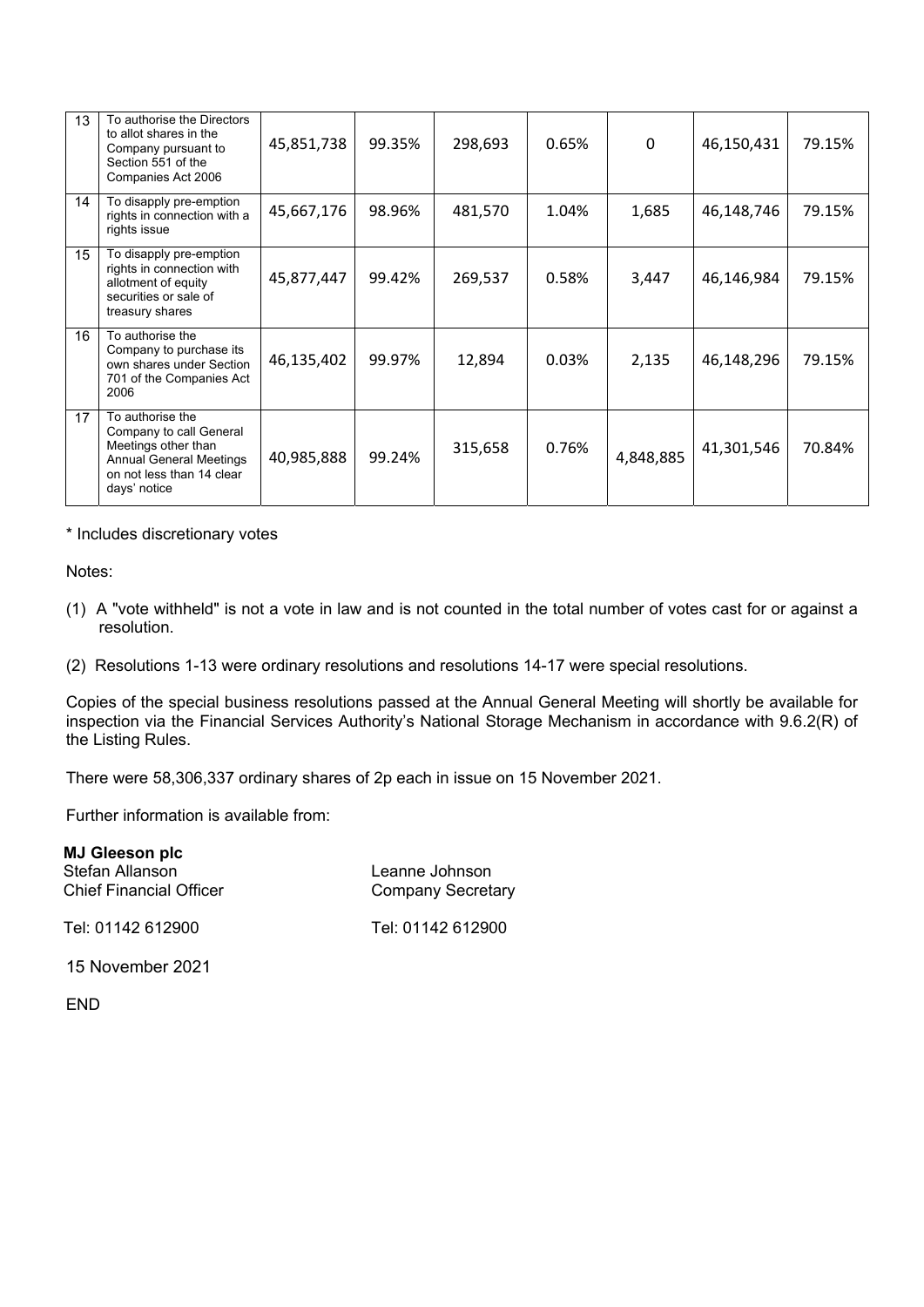| | | | | | | | | |
|---|---|---|---|---|---|---|---|---|
| 13 | To authorise the Directors to allot shares in the Company pursuant to Section 551 of the Companies Act 2006 | 45,851,738 | 99.35% | 298,693 | 0.65% | 0 | 46,150,431 | 79.15% |
| 14 | To disapply pre-emption rights in connection with a rights issue | 45,667,176 | 98.96% | 481,570 | 1.04% | 1,685 | 46,148,746 | 79.15% |
| 15 | To disapply pre-emption rights in connection with allotment of equity securities or sale of treasury shares | 45,877,447 | 99.42% | 269,537 | 0.58% | 3,447 | 46,146,984 | 79.15% |
| 16 | To authorise the Company to purchase its own shares under Section 701 of the Companies Act 2006 | 46,135,402 | 99.97% | 12,894 | 0.03% | 2,135 | 46,148,296 | 79.15% |
| 17 | To authorise the Company to call General Meetings other than Annual General Meetings on not less than 14 clear days' notice | 40,985,888 | 99.24% | 315,658 | 0.76% | 4,848,885 | 41,301,546 | 70.84% |

* Includes discretionary votes

Notes:

(1) A "vote withheld" is not a vote in law and is not counted in the total number of votes cast for or against a resolution.

(2) Resolutions 1-13 were ordinary resolutions and resolutions 14-17 were special resolutions.

Copies of the special business resolutions passed at the Annual General Meeting will shortly be available for inspection via the Financial Services Authority's National Storage Mechanism in accordance with 9.6.2(R) of the Listing Rules.

There were 58,306,337 ordinary shares of 2p each in issue on 15 November 2021.

Further information is available from:

**MJ Gleeson plc**

Stefan Allanson
Chief Financial Officer

Tel: 01142 612900

Leanne Johnson
Company Secretary

Tel: 01142 612900

15 November 2021

END